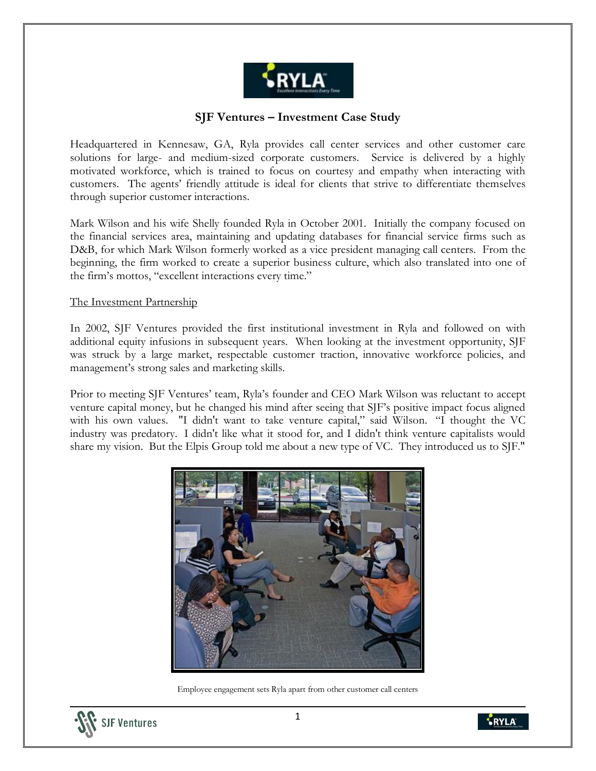# SJF Ventures – Investment Case Study

Headquartered in Kennesaw, GA, Ryla provides call center services and other customer care solutions for large- and medium-sized corporate customers. Service is delivered by a highly motivated workforce, which is trained to focus on courtesy and empathy when interacting with customers. The agents' friendly attitude is ideal for clients that strive to differentiate themselves through superior customer interactions.

Mark Wilson and his wife Shelly founded Ryla in October 2001. Initially the company focused on the financial services area, maintaining and updating databases for financial service firms such as D&B, for which Mark Wilson formerly worked as a vice president managing call centers. From the beginning, the firm worked to create a superior business culture, which also translated into one of the firm's mottos, "excellent interactions every time."

## The Investment Partnership

In 2002, SJF Ventures provided the first institutional investment in Ryla and followed on with additional equity infusions in subsequent years. When looking at the investment opportunity, SJF was struck by a large market, respectable customer traction, innovative workforce policies, and management's strong sales and marketing skills.

Prior to meeting SJF Ventures' team, Ryla's founder and CEO Mark Wilson was reluctant to accept venture capital money, but he changed his mind after seeing that SJF's positive impact focus aligned with his own values. "I didn't want to take venture capital," said Wilson. "I thought the VC industry was predatory. I didn't like what it stood for, and I didn't think venture capitalists would share my vision. But the Elpis Group told me about a new type of VC. They introduced us to SJF."

Employee engagement sets Ryla apart from other customer call centers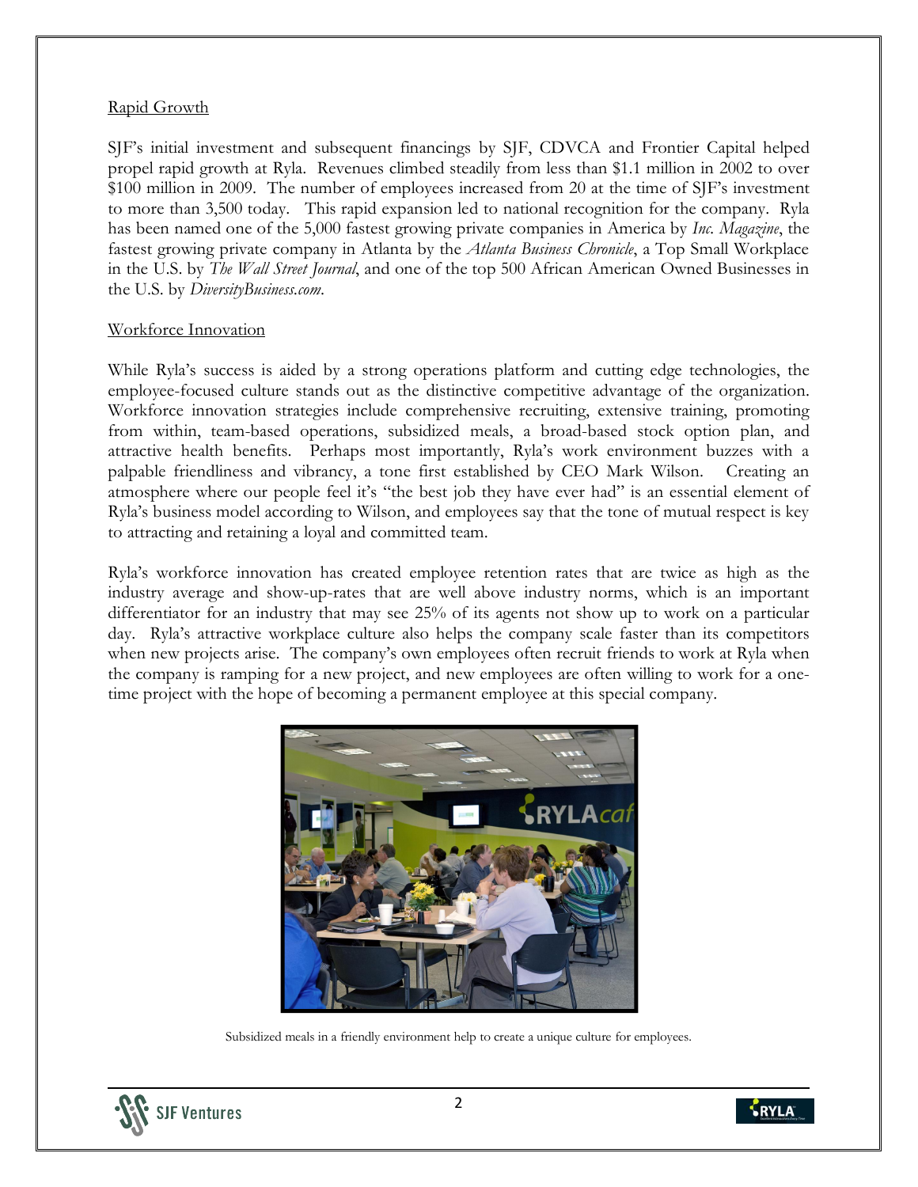Rapid Growth

SJF's initial investment and subsequent financings by SJF, CDVCA and Frontier Capital helped propel rapid growth at Ryla. Revenues climbed steadily from less than $1.1 million in 2002 to over $100 million in 2009. The number of employees increased from 20 at the time of SJF's investment to more than 3,500 today. This rapid expansion led to national recognition for the company. Ryla has been named one of the 5,000 fastest growing private companies in America by *Inc. Magazine*, the fastest growing private company in Atlanta by the *Atlanta Business Chronicle*, a Top Small Workplace in the U.S. by *The Wall Street Journal*, and one of the top 500 African American Owned Businesses in the U.S. by *DiversityBusiness.com*.

Workforce Innovation

While Ryla's success is aided by a strong operations platform and cutting edge technologies, the employee-focused culture stands out as the distinctive competitive advantage of the organization. Workforce innovation strategies include comprehensive recruiting, extensive training, promoting from within, team-based operations, subsidized meals, a broad-based stock option plan, and attractive health benefits. Perhaps most importantly, Ryla's work environment buzzes with a palpable friendliness and vibrancy, a tone first established by CEO Mark Wilson. Creating an atmosphere where our people feel it's "the best job they have ever had" is an essential element of Ryla's business model according to Wilson, and employees say that the tone of mutual respect is key to attracting and retaining a loyal and committed team.

Ryla's workforce innovation has created employee retention rates that are twice as high as the industry average and show-up-rates that are well above industry norms, which is an important differentiator for an industry that may see 25% of its agents not show up to work on a particular day. Ryla's attractive workplace culture also helps the company scale faster than its competitors when new projects arise. The company's own employees often recruit friends to work at Ryla when the company is ramping for a new project, and new employees are often willing to work for a one-time project with the hope of becoming a permanent employee at this special company.

Subsidized meals in a friendly environment help to create a unique culture for employees.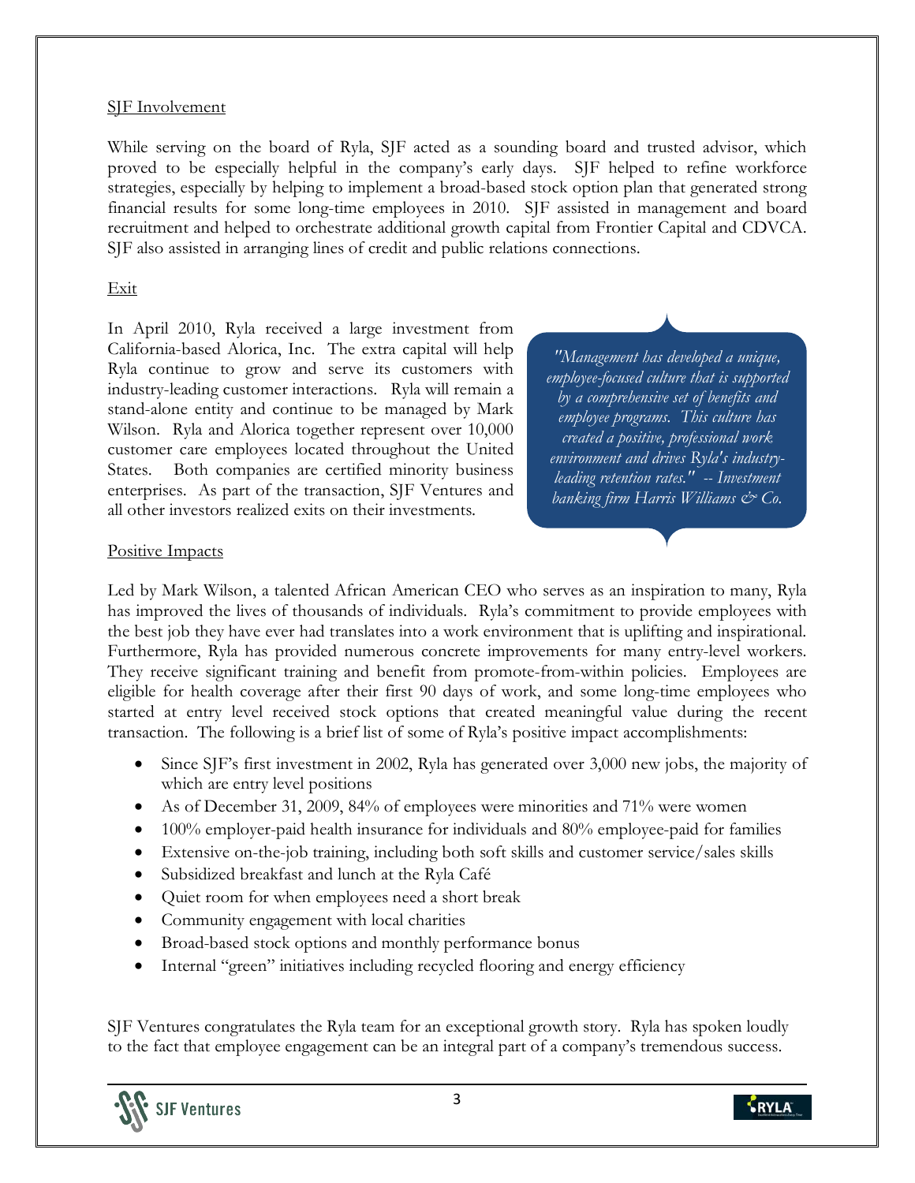## SJF Involvement

While serving on the board of Ryla, SJF acted as a sounding board and trusted advisor, which proved to be especially helpful in the company's early days. SJF helped to refine workforce strategies, especially by helping to implement a broad-based stock option plan that generated strong financial results for some long-time employees in 2010. SJF assisted in management and board recruitment and helped to orchestrate additional growth capital from Frontier Capital and CDVCA. SJF also assisted in arranging lines of credit and public relations connections.

## Exit

In April 2010, Ryla received a large investment from California-based Alorica, Inc. The extra capital will help Ryla continue to grow and serve its customers with industry-leading customer interactions. Ryla will remain a stand-alone entity and continue to be managed by Mark Wilson. Ryla and Alorica together represent over 10,000 customer care employees located throughout the United States. Both companies are certified minority business enterprises. As part of the transaction, SJF Ventures and all other investors realized exits on their investments.

> *"Management has developed a unique, employee-focused culture that is supported by a comprehensive set of benefits and employee programs. This culture has created a positive, professional work environment and drives Ryla's industry-leading retention rates." -- Investment banking firm Harris Williams & Co.*

## Positive Impacts

Led by Mark Wilson, a talented African American CEO who serves as an inspiration to many, Ryla has improved the lives of thousands of individuals. Ryla's commitment to provide employees with the best job they have ever had translates into a work environment that is uplifting and inspirational. Furthermore, Ryla has provided numerous concrete improvements for many entry-level workers. They receive significant training and benefit from promote-from-within policies. Employees are eligible for health coverage after their first 90 days of work, and some long-time employees who started at entry level received stock options that created meaningful value during the recent transaction. The following is a brief list of some of Ryla's positive impact accomplishments:

- Since SJF's first investment in 2002, Ryla has generated over 3,000 new jobs, the majority of which are entry level positions
- As of December 31, 2009, 84% of employees were minorities and 71% were women
- 100% employer-paid health insurance for individuals and 80% employee-paid for families
- Extensive on-the-job training, including both soft skills and customer service/sales skills
- Subsidized breakfast and lunch at the Ryla Café
- Quiet room for when employees need a short break
- Community engagement with local charities
- Broad-based stock options and monthly performance bonus
- Internal "green" initiatives including recycled flooring and energy efficiency

SJF Ventures congratulates the Ryla team for an exceptional growth story. Ryla has spoken loudly to the fact that employee engagement can be an integral part of a company's tremendous success.